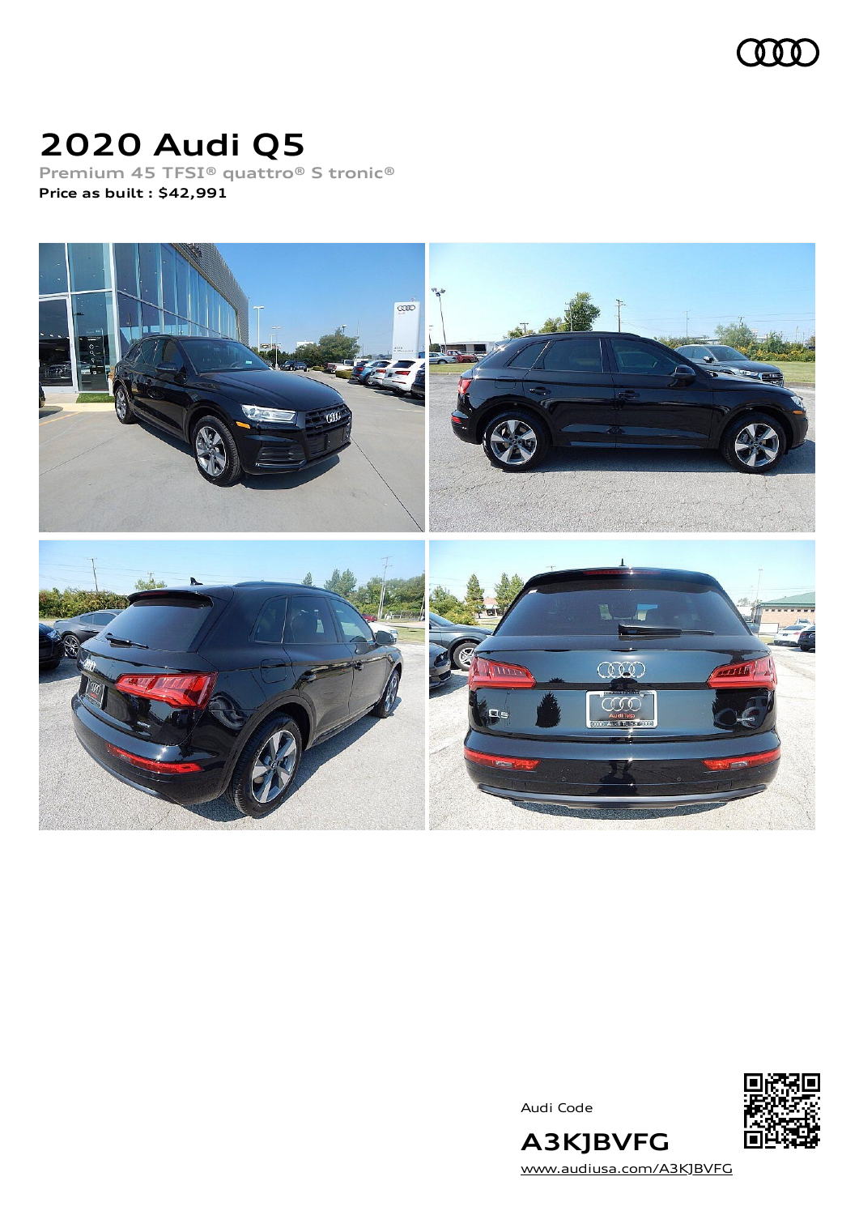# 2020 Audi Q5

Premium 45 TFSI® quattro® S tronic®

**Price as built : $42,991**

Audi Code

**A3KJBVFG**

www.audiusa.com/A3KJBVFG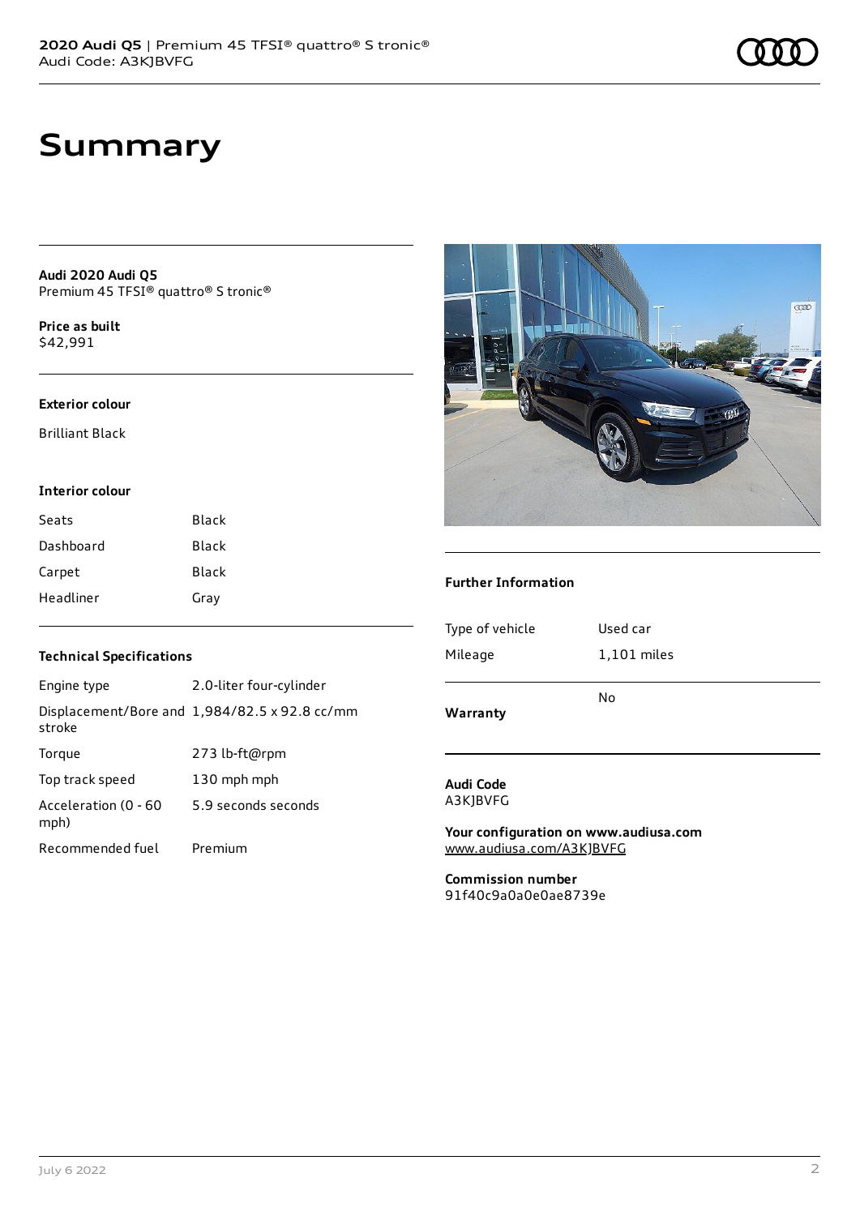# Summary

**Audi 2020 Audi Q5**
Premium 45 TFSI® quattro® S tronic®

**Price as built**
$42,991

### Exterior colour

Brilliant Black

### Interior colour

| | |
|---|---|
| Seats | Black |
| Dashboard | Black |
| Carpet | Black |
| Headliner | Gray |

### Technical Specifications

| | |
|---|---|
| Engine type | 2.0-liter four-cylinder |
| Displacement/Bore and stroke | 1,984/82.5 x 92.8 cc/mm |
| Torque | 273 lb-ft@rpm |
| Top track speed | 130 mph mph |
| Acceleration (0 - 60 mph) | 5.9 seconds seconds |
| Recommended fuel | Premium |

### Further Information

| | |
|---|---|
| Type of vehicle | Used car |
| Mileage | 1,101 miles |
| **Warranty** | No |

**Audi Code**
A3KJBVFG

**Your configuration on www.audiusa.com**
www.audiusa.com/A3KJBVFG

**Commission number**
91f40c9a0a0e0ae8739e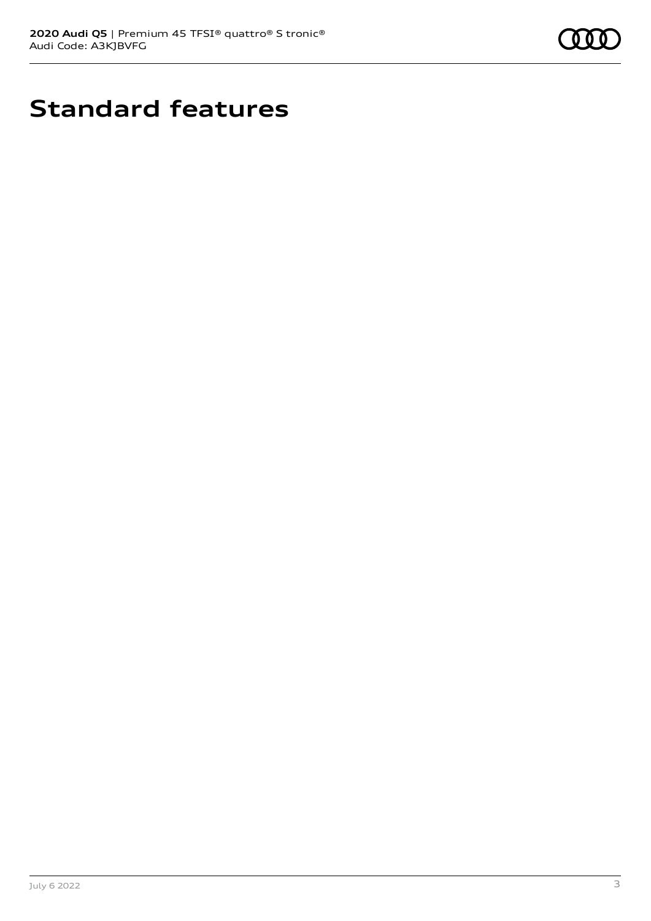# Standard features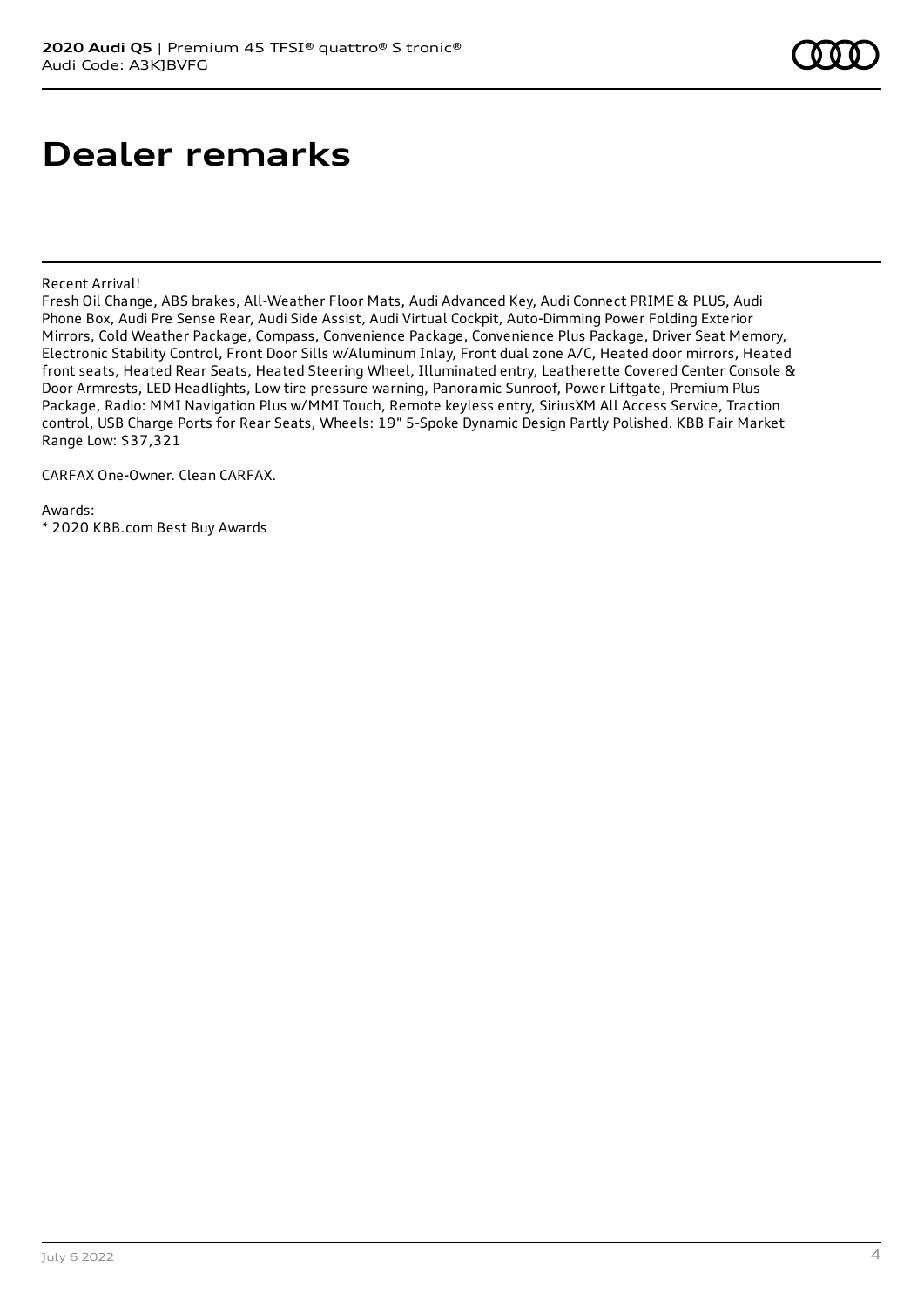# Dealer remarks

Recent Arrival!

Fresh Oil Change, ABS brakes, All-Weather Floor Mats, Audi Advanced Key, Audi Connect PRIME & PLUS, Audi Phone Box, Audi Pre Sense Rear, Audi Side Assist, Audi Virtual Cockpit, Auto-Dimming Power Folding Exterior Mirrors, Cold Weather Package, Compass, Convenience Package, Convenience Plus Package, Driver Seat Memory, Electronic Stability Control, Front Door Sills w/Aluminum Inlay, Front dual zone A/C, Heated door mirrors, Heated front seats, Heated Rear Seats, Heated Steering Wheel, Illuminated entry, Leatherette Covered Center Console & Door Armrests, LED Headlights, Low tire pressure warning, Panoramic Sunroof, Power Liftgate, Premium Plus Package, Radio: MMI Navigation Plus w/MMI Touch, Remote keyless entry, SiriusXM All Access Service, Traction control, USB Charge Ports for Rear Seats, Wheels: 19" 5-Spoke Dynamic Design Partly Polished. KBB Fair Market Range Low: $37,321

CARFAX One-Owner. Clean CARFAX.

Awards:
* 2020 KBB.com Best Buy Awards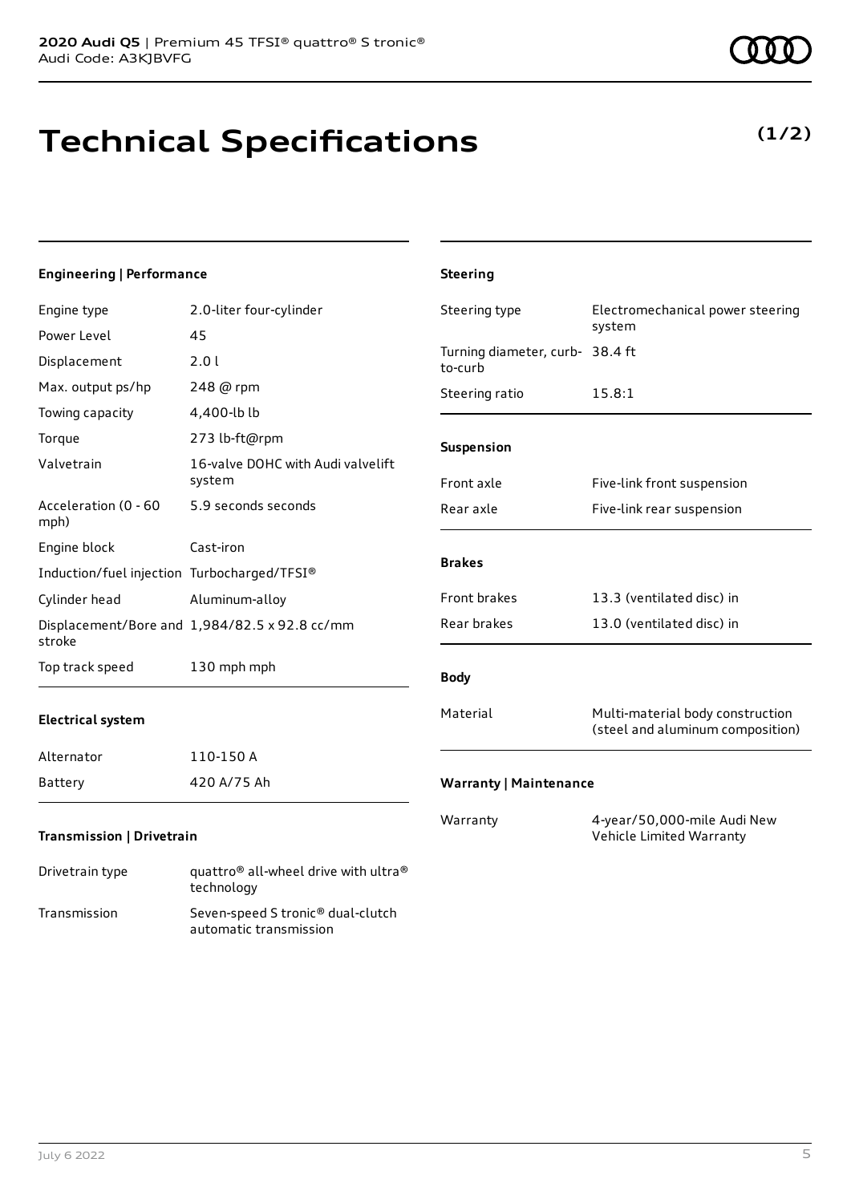# Technical Specifications

**(1/2)**

### Engineering | Performance

| | |
|---|---|
| Engine type | 2.0-liter four-cylinder |
| Power Level | 45 |
| Displacement | 2.0 l |
| Max. output ps/hp | 248 @ rpm |
| Towing capacity | 4,400-lb lb |
| Torque | 273 lb-ft@rpm |
| Valvetrain | 16-valve DOHC with Audi valvelift system |
| Acceleration (0 - 60 mph) | 5.9 seconds seconds |
| Engine block | Cast-iron |
| Induction/fuel injection | Turbocharged/TFSI® |
| Cylinder head | Aluminum-alloy |
| Displacement/Bore and stroke | 1,984/82.5 x 92.8 cc/mm |
| Top track speed | 130 mph mph |

### Electrical system

| | |
|---|---|
| Alternator | 110-150 A |
| Battery | 420 A/75 Ah |

### Transmission | Drivetrain

| | |
|---|---|
| Drivetrain type | quattro® all-wheel drive with ultra® technology |
| Transmission | Seven-speed S tronic® dual-clutch automatic transmission |

### Steering

| | |
|---|---|
| Steering type | Electromechanical power steering system |
| Turning diameter, curb-to-curb | 38.4 ft |
| Steering ratio | 15.8:1 |

### Suspension

| | |
|---|---|
| Front axle | Five-link front suspension |
| Rear axle | Five-link rear suspension |

### Brakes

| | |
|---|---|
| Front brakes | 13.3 (ventilated disc) in |
| Rear brakes | 13.0 (ventilated disc) in |

### Body

| | |
|---|---|
| Material | Multi-material body construction (steel and aluminum composition) |

### Warranty | Maintenance

| | |
|---|---|
| Warranty | 4-year/50,000-mile Audi New Vehicle Limited Warranty |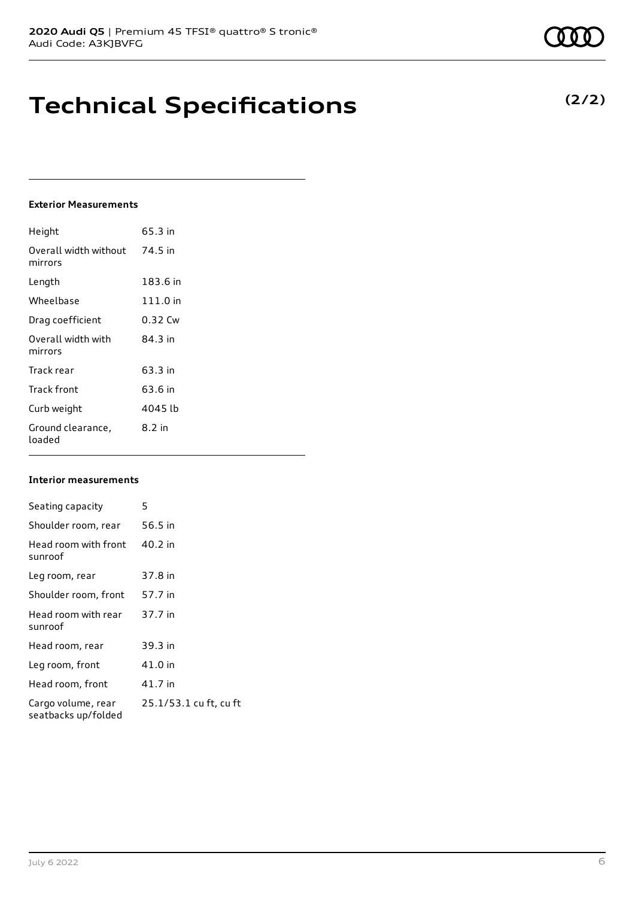# Technical Specifications

**(2/2)**

### Exterior Measurements

| | |
|---|---|
| Height | 65.3 in |
| Overall width without mirrors | 74.5 in |
| Length | 183.6 in |
| Wheelbase | 111.0 in |
| Drag coefficient | 0.32 Cw |
| Overall width with mirrors | 84.3 in |
| Track rear | 63.3 in |
| Track front | 63.6 in |
| Curb weight | 4045 lb |
| Ground clearance, loaded | 8.2 in |

### Interior measurements

| | |
|---|---|
| Seating capacity | 5 |
| Shoulder room, rear | 56.5 in |
| Head room with front sunroof | 40.2 in |
| Leg room, rear | 37.8 in |
| Shoulder room, front | 57.7 in |
| Head room with rear sunroof | 37.7 in |
| Head room, rear | 39.3 in |
| Leg room, front | 41.0 in |
| Head room, front | 41.7 in |
| Cargo volume, rear seatbacks up/folded | 25.1/53.1 cu ft, cu ft |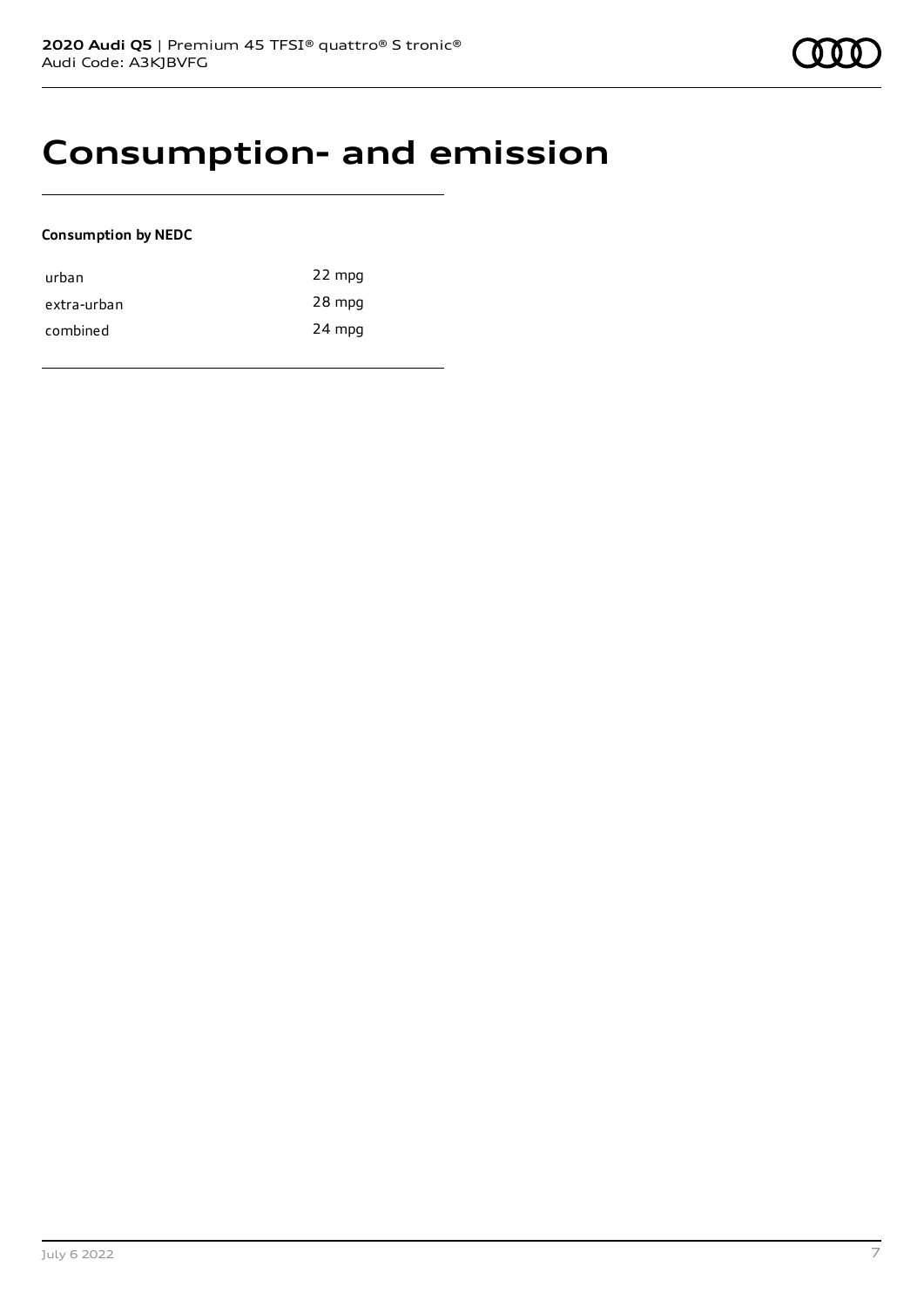# Consumption- and emission

**Consumption by NEDC**

| | |
|---|---|
| urban | 22 mpg |
| extra-urban | 28 mpg |
| combined | 24 mpg |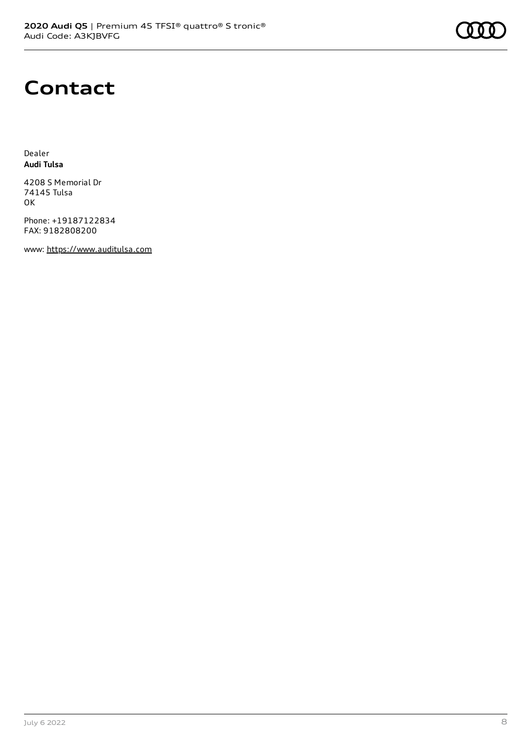# Contact

Dealer
**Audi Tulsa**

4208 S Memorial Dr
74145 Tulsa
OK

Phone: +19187122834
FAX: 9182808200

www: https://www.auditulsa.com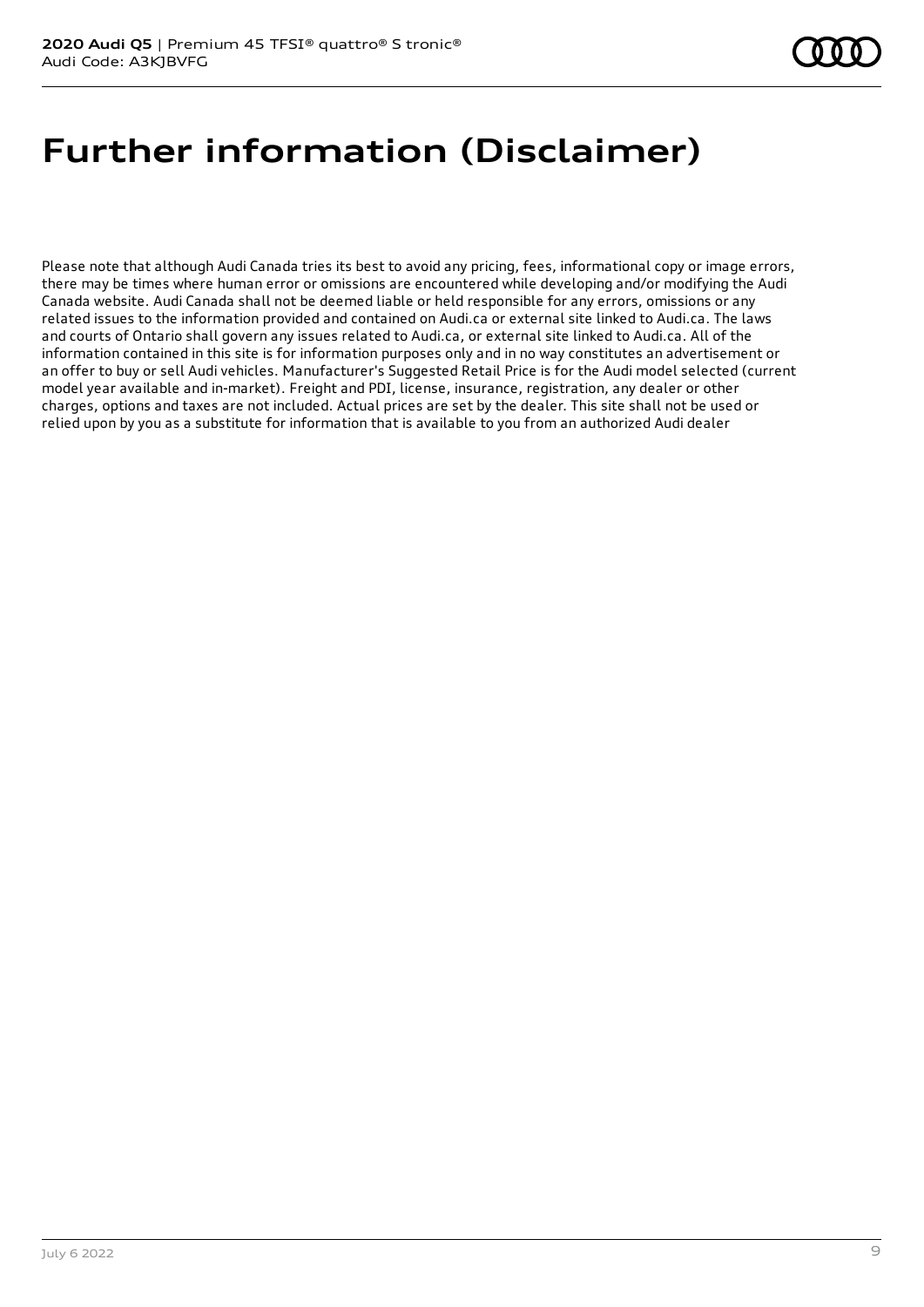# Further information (Disclaimer)

Please note that although Audi Canada tries its best to avoid any pricing, fees, informational copy or image errors, there may be times where human error or omissions are encountered while developing and/or modifying the Audi Canada website. Audi Canada shall not be deemed liable or held responsible for any errors, omissions or any related issues to the information provided and contained on Audi.ca or external site linked to Audi.ca. The laws and courts of Ontario shall govern any issues related to Audi.ca, or external site linked to Audi.ca. All of the information contained in this site is for information purposes only and in no way constitutes an advertisement or an offer to buy or sell Audi vehicles. Manufacturer's Suggested Retail Price is for the Audi model selected (current model year available and in-market). Freight and PDI, license, insurance, registration, any dealer or other charges, options and taxes are not included. Actual prices are set by the dealer. This site shall not be used or relied upon by you as a substitute for information that is available to you from an authorized Audi dealer